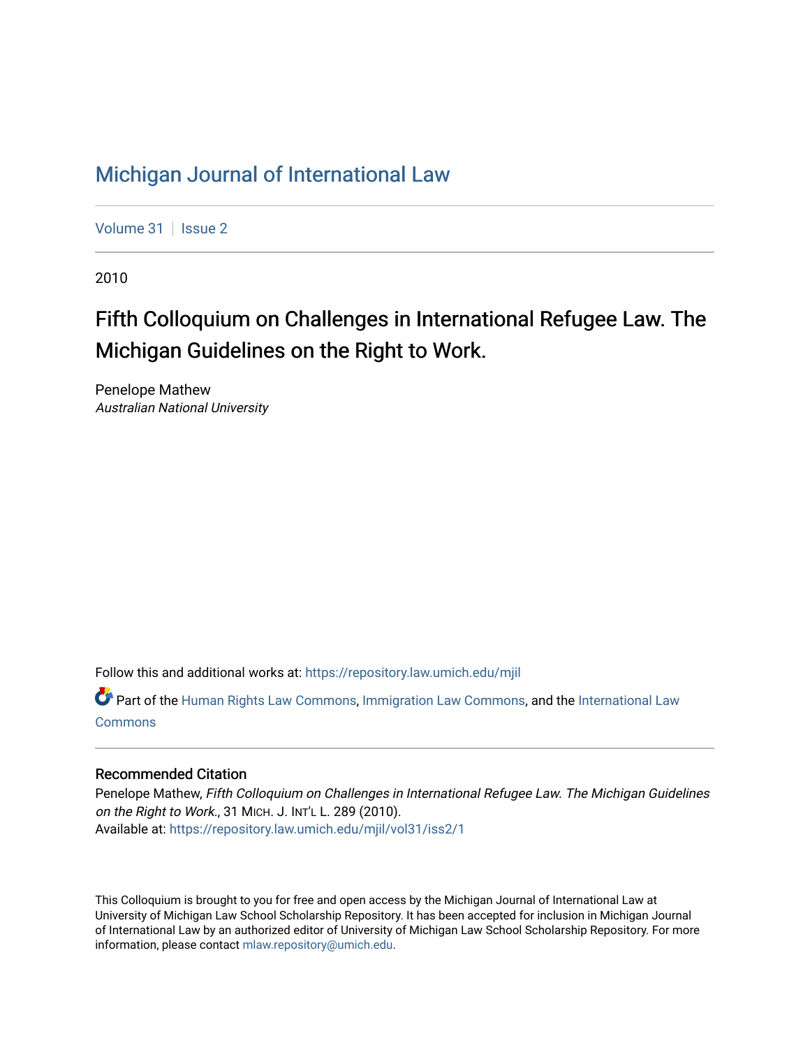# Michigan Journal of International Law

Volume 31 | Issue 2

2010

## Fifth Colloquium on Challenges in International Refugee Law. The Michigan Guidelines on the Right to Work.

Penelope Mathew
*Australian National University*

Follow this and additional works at: https://repository.law.umich.edu/mjil

Part of the Human Rights Law Commons, Immigration Law Commons, and the International Law Commons

### Recommended Citation

Penelope Mathew, *Fifth Colloquium on Challenges in International Refugee Law. The Michigan Guidelines on the Right to Work.*, 31 MICH. J. INT'L L. 289 (2010).
Available at: https://repository.law.umich.edu/mjil/vol31/iss2/1

This Colloquium is brought to you for free and open access by the Michigan Journal of International Law at University of Michigan Law School Scholarship Repository. It has been accepted for inclusion in Michigan Journal of International Law by an authorized editor of University of Michigan Law School Scholarship Repository. For more information, please contact mlaw.repository@umich.edu.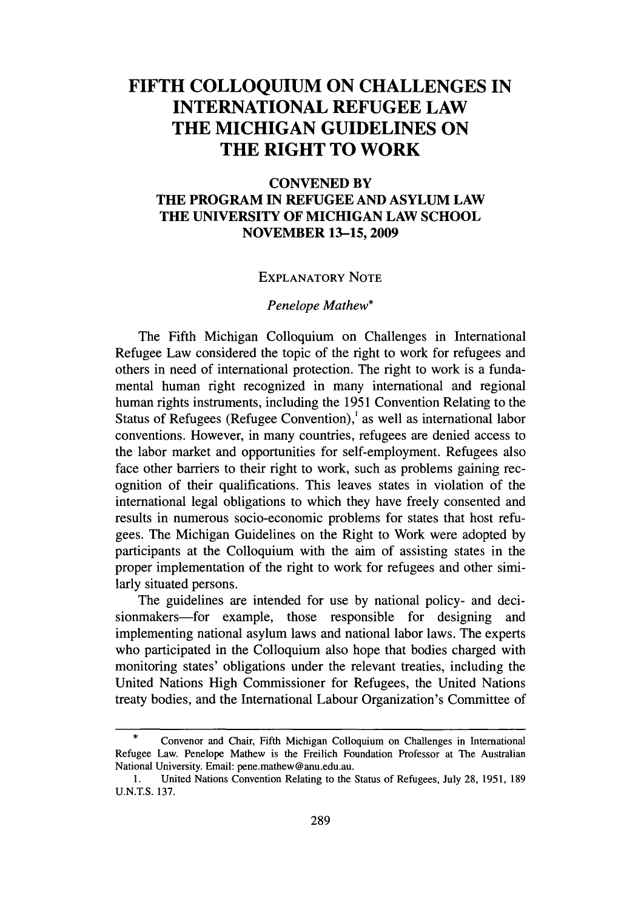# FIFTH COLLOQUIUM ON CHALLENGES IN INTERNATIONAL REFUGEE LAW THE MICHIGAN GUIDELINES ON THE RIGHT TO WORK

**CONVENED BY**
**THE PROGRAM IN REFUGEE AND ASYLUM LAW**
**THE UNIVERSITY OF MICHIGAN LAW SCHOOL**
**NOVEMBER 13–15, 2009**

EXPLANATORY NOTE

*Penelope Mathew**

The Fifth Michigan Colloquium on Challenges in International Refugee Law considered the topic of the right to work for refugees and others in need of international protection. The right to work is a fundamental human right recognized in many international and regional human rights instruments, including the 1951 Convention Relating to the Status of Refugees (Refugee Convention),[1] as well as international labor conventions. However, in many countries, refugees are denied access to the labor market and opportunities for self-employment. Refugees also face other barriers to their right to work, such as problems gaining recognition of their qualifications. This leaves states in violation of the international legal obligations to which they have freely consented and results in numerous socio-economic problems for states that host refugees. The Michigan Guidelines on the Right to Work were adopted by participants at the Colloquium with the aim of assisting states in the proper implementation of the right to work for refugees and other similarly situated persons.

The guidelines are intended for use by national policy- and decisionmakers—for example, those responsible for designing and implementing national asylum laws and national labor laws. The experts who participated in the Colloquium also hope that bodies charged with monitoring states' obligations under the relevant treaties, including the United Nations High Commissioner for Refugees, the United Nations treaty bodies, and the International Labour Organization's Committee of

---

\* Convenor and Chair, Fifth Michigan Colloquium on Challenges in International Refugee Law. Penelope Mathew is the Freilich Foundation Professor at The Australian National University. Email: pene.mathew@anu.edu.au.

1. United Nations Convention Relating to the Status of Refugees, July 28, 1951, 189 U.N.T.S. 137.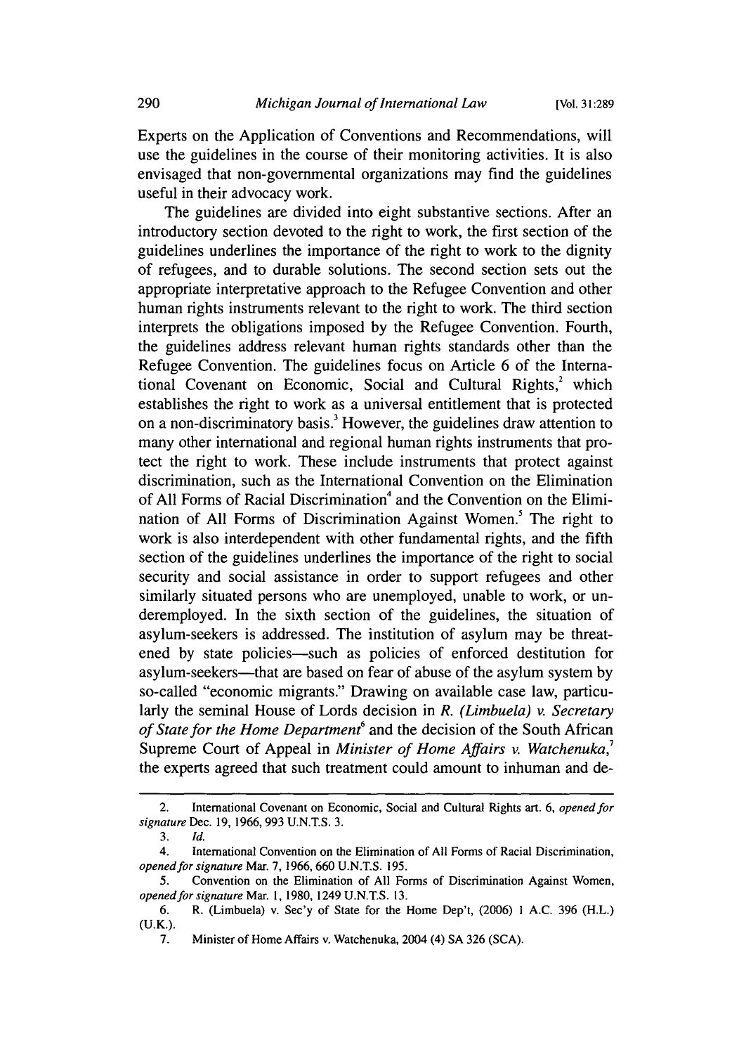Experts on the Application of Conventions and Recommendations, will use the guidelines in the course of their monitoring activities. It is also envisaged that non-governmental organizations may find the guidelines useful in their advocacy work.

The guidelines are divided into eight substantive sections. After an introductory section devoted to the right to work, the first section of the guidelines underlines the importance of the right to work to the dignity of refugees, and to durable solutions. The second section sets out the appropriate interpretative approach to the Refugee Convention and other human rights instruments relevant to the right to work. The third section interprets the obligations imposed by the Refugee Convention. Fourth, the guidelines address relevant human rights standards other than the Refugee Convention. The guidelines focus on Article 6 of the International Covenant on Economic, Social and Cultural Rights,[2] which establishes the right to work as a universal entitlement that is protected on a non-discriminatory basis.[3] However, the guidelines draw attention to many other international and regional human rights instruments that protect the right to work. These include instruments that protect against discrimination, such as the International Convention on the Elimination of All Forms of Racial Discrimination[4] and the Convention on the Elimination of All Forms of Discrimination Against Women.[5] The right to work is also interdependent with other fundamental rights, and the fifth section of the guidelines underlines the importance of the right to social security and social assistance in order to support refugees and other similarly situated persons who are unemployed, unable to work, or underemployed. In the sixth section of the guidelines, the situation of asylum-seekers is addressed. The institution of asylum may be threatened by state policies—such as policies of enforced destitution for asylum-seekers—that are based on fear of abuse of the asylum system by so-called "economic migrants." Drawing on available case law, particularly the seminal House of Lords decision in *R. (Limbuela) v. Secretary of State for the Home Department*[6] and the decision of the South African Supreme Court of Appeal in *Minister of Home Affairs v. Watchenuka*,[7] the experts agreed that such treatment could amount to inhuman and de-

---

2. International Covenant on Economic, Social and Cultural Rights art. 6, *opened for signature* Dec. 19, 1966, 993 U.N.T.S. 3.

3. *Id.*

4. International Convention on the Elimination of All Forms of Racial Discrimination, *opened for signature* Mar. 7, 1966, 660 U.N.T.S. 195.

5. Convention on the Elimination of All Forms of Discrimination Against Women, *opened for signature* Mar. 1, 1980, 1249 U.N.T.S. 13.

6. R. (Limbuela) v. Sec'y of State for the Home Dep't, (2006) 1 A.C. 396 (H.L.) (U.K.).

7. Minister of Home Affairs v. Watchenuka, 2004 (4) SA 326 (SCA).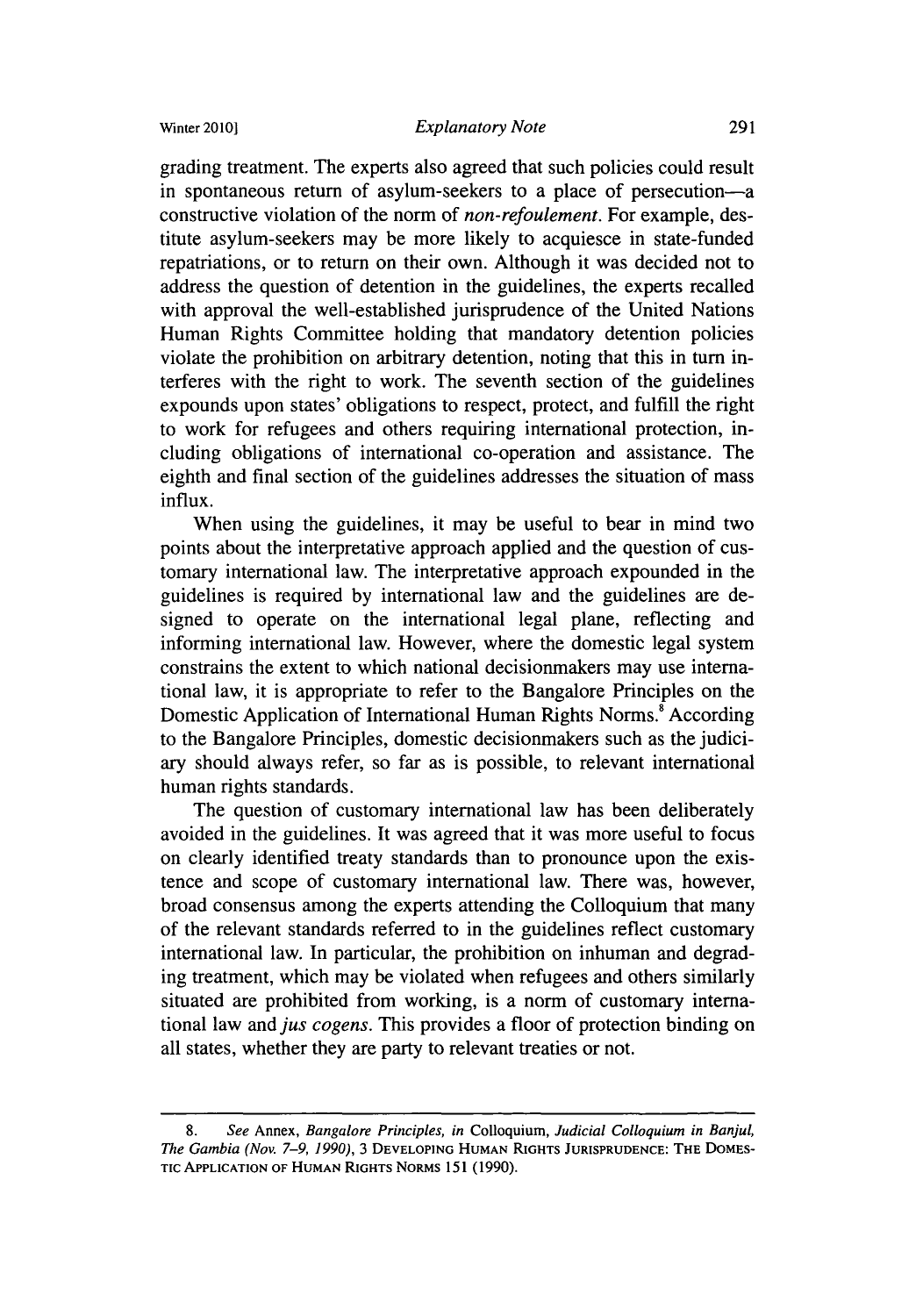grading treatment. The experts also agreed that such policies could result in spontaneous return of asylum-seekers to a place of persecution—a constructive violation of the norm of *non-refoulement*. For example, destitute asylum-seekers may be more likely to acquiesce in state-funded repatriations, or to return on their own. Although it was decided not to address the question of detention in the guidelines, the experts recalled with approval the well-established jurisprudence of the United Nations Human Rights Committee holding that mandatory detention policies violate the prohibition on arbitrary detention, noting that this in turn interferes with the right to work. The seventh section of the guidelines expounds upon states' obligations to respect, protect, and fulfill the right to work for refugees and others requiring international protection, including obligations of international co-operation and assistance. The eighth and final section of the guidelines addresses the situation of mass influx.

When using the guidelines, it may be useful to bear in mind two points about the interpretative approach applied and the question of customary international law. The interpretative approach expounded in the guidelines is required by international law and the guidelines are designed to operate on the international legal plane, reflecting and informing international law. However, where the domestic legal system constrains the extent to which national decisionmakers may use international law, it is appropriate to refer to the Bangalore Principles on the Domestic Application of International Human Rights Norms.[8] According to the Bangalore Principles, domestic decisionmakers such as the judiciary should always refer, so far as is possible, to relevant international human rights standards.

The question of customary international law has been deliberately avoided in the guidelines. It was agreed that it was more useful to focus on clearly identified treaty standards than to pronounce upon the existence and scope of customary international law. There was, however, broad consensus among the experts attending the Colloquium that many of the relevant standards referred to in the guidelines reflect customary international law. In particular, the prohibition on inhuman and degrading treatment, which may be violated when refugees and others similarly situated are prohibited from working, is a norm of customary international law and *jus cogens*. This provides a floor of protection binding on all states, whether they are party to relevant treaties or not.

---

8. *See* Annex, *Bangalore Principles, in* Colloquium, *Judicial Colloquium in Banjul, The Gambia (Nov. 7–9, 1990)*, 3 DEVELOPING HUMAN RIGHTS JURISPRUDENCE: THE DOMESTIC APPLICATION OF HUMAN RIGHTS NORMS 151 (1990).